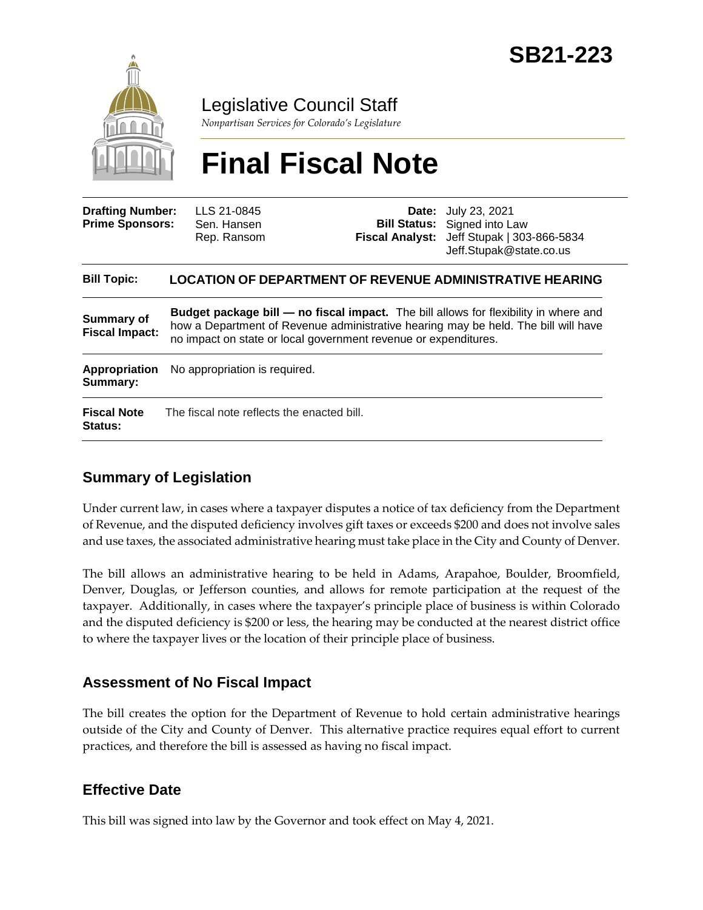# SB21-223

## Legislative Council Staff

*Nonpartisan Services for Colorado's Legislature*

# Final Fiscal Note

| | | | |
|---|---|---|---|
| **Drafting Number:** | LLS 21-0845 | **Date:** | July 23, 2021 |
| **Prime Sponsors:** | Sen. Hansen<br>Rep. Ransom | **Bill Status:** | Signed into Law |
| | | **Fiscal Analyst:** | Jeff Stupak \| 303-866-5834<br>Jeff.Stupak@state.co.us |

| | |
|---|---|
| **Bill Topic:** | **LOCATION OF DEPARTMENT OF REVENUE ADMINISTRATIVE HEARING** |
| **Summary of Fiscal Impact:** | **Budget package bill — no fiscal impact.** The bill allows for flexibility in where and how a Department of Revenue administrative hearing may be held. The bill will have no impact on state or local government revenue or expenditures. |
| **Appropriation Summary:** | No appropriation is required. |
| **Fiscal Note Status:** | The fiscal note reflects the enacted bill. |

## Summary of Legislation

Under current law, in cases where a taxpayer disputes a notice of tax deficiency from the Department of Revenue, and the disputed deficiency involves gift taxes or exceeds $200 and does not involve sales and use taxes, the associated administrative hearing must take place in the City and County of Denver.

The bill allows an administrative hearing to be held in Adams, Arapahoe, Boulder, Broomfield, Denver, Douglas, or Jefferson counties, and allows for remote participation at the request of the taxpayer. Additionally, in cases where the taxpayer's principle place of business is within Colorado and the disputed deficiency is $200 or less, the hearing may be conducted at the nearest district office to where the taxpayer lives or the location of their principle place of business.

## Assessment of No Fiscal Impact

The bill creates the option for the Department of Revenue to hold certain administrative hearings outside of the City and County of Denver. This alternative practice requires equal effort to current practices, and therefore the bill is assessed as having no fiscal impact.

## Effective Date

This bill was signed into law by the Governor and took effect on May 4, 2021.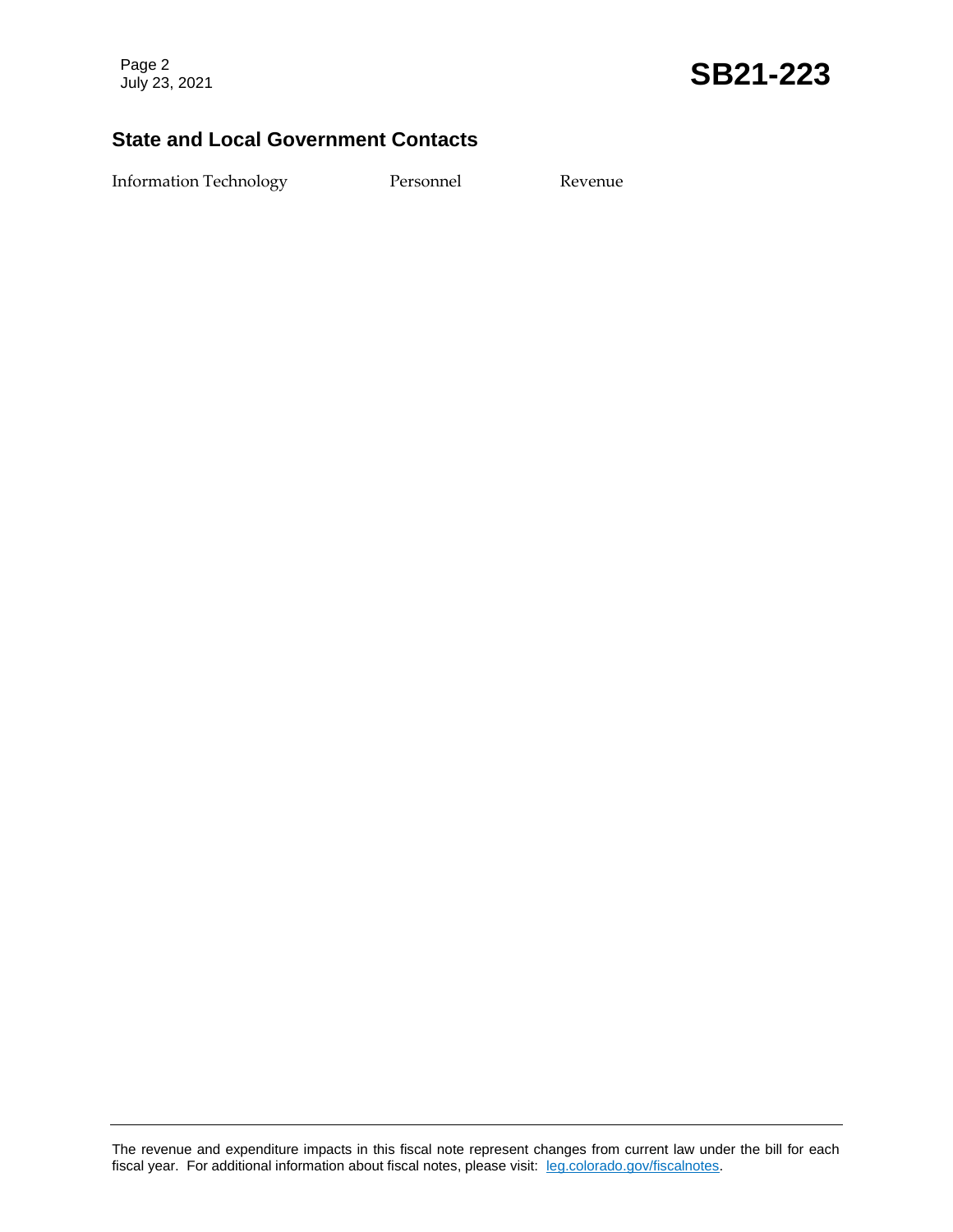## State and Local Government Contacts

Information Technology Personnel Revenue

The revenue and expenditure impacts in this fiscal note represent changes from current law under the bill for each fiscal year. For additional information about fiscal notes, please visit: leg.colorado.gov/fiscalnotes.